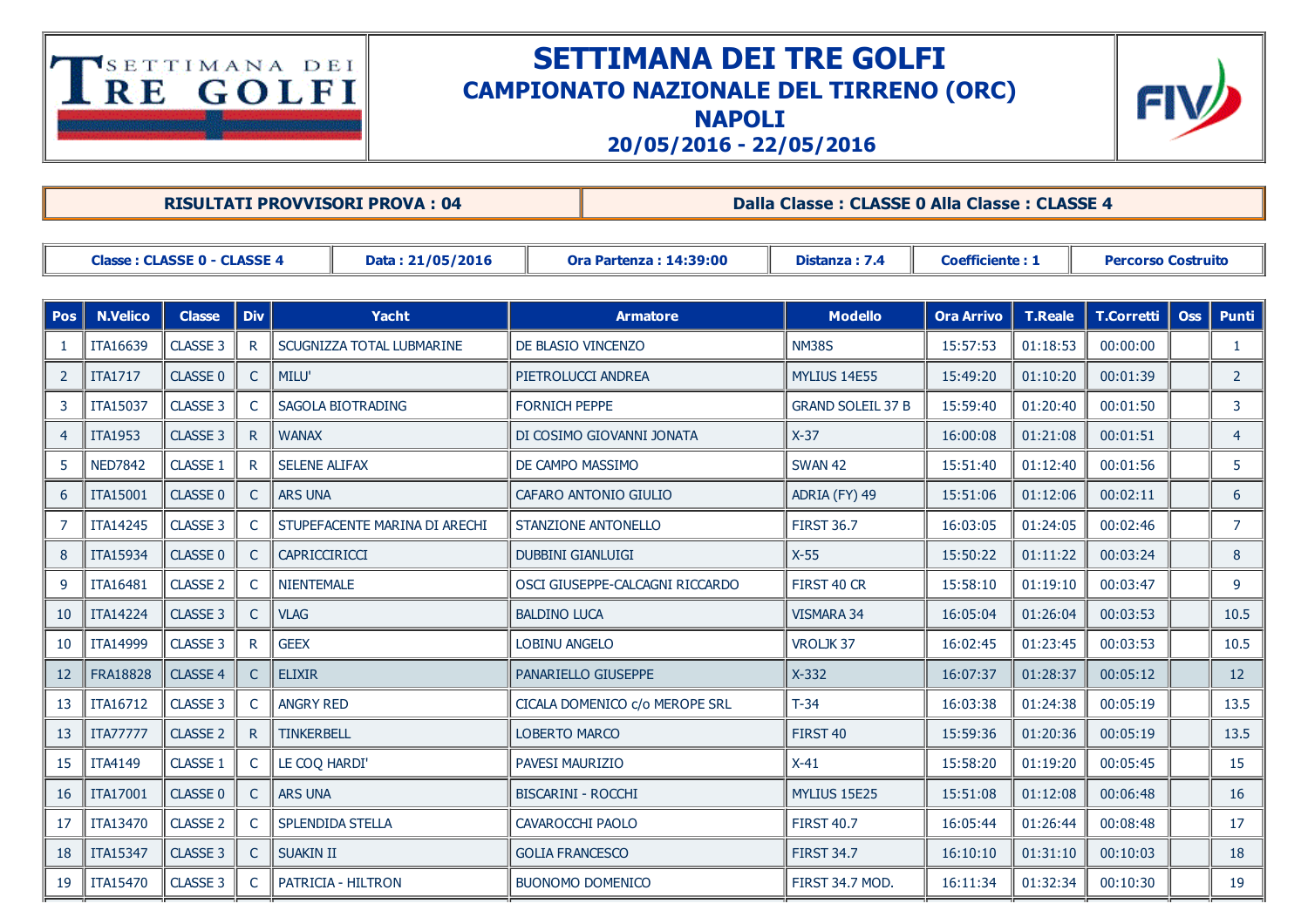# SETTIMANA DEI TRE GOLFI
## CAMPIONATO NAZIONALE DEL TIRRENO (ORC)
## NAPOLI
## 20/05/2016 - 22/05/2016

| RISULTATI PROVVISORI PROVA : 04 | Dalla Classe : CLASSE 0 Alla Classe : CLASSE 4 |
|---|---|

| Classe : CLASSE 0 - CLASSE 4 | Data : 21/05/2016 | Ora Partenza : 14:39:00 | Distanza : 7.4 | Coefficiente : 1 | Percorso Costruito |
|---|---|---|---|---|---|

| Pos | N.Velico | Classe | Div | Yacht | Armatore | Modello | Ora Arrivo | T.Reale | T.Corretti | Oss | Punti |
|---|---|---|---|---|---|---|---|---|---|---|---|
| 1 | ITA16639 | CLASSE 3 | R | SCUGNIZZA TOTAL LUBMARINE | DE BLASIO VINCENZO | NM38S | 15:57:53 | 01:18:53 | 00:00:00 | | 1 |
| 2 | ITA1717 | CLASSE 0 | C | MILU' | PIETROLUCCI ANDREA | MYLIUS 14E55 | 15:49:20 | 01:10:20 | 00:01:39 | | 2 |
| 3 | ITA15037 | CLASSE 3 | C | SAGOLA BIOTRADING | FORNICH PEPPE | GRAND SOLEIL 37 B | 15:59:40 | 01:20:40 | 00:01:50 | | 3 |
| 4 | ITA1953 | CLASSE 3 | R | WANAX | DI COSIMO GIOVANNI JONATA | X-37 | 16:00:08 | 01:21:08 | 00:01:51 | | 4 |
| 5 | NED7842 | CLASSE 1 | R | SELENE ALIFAX | DE CAMPO MASSIMO | SWAN 42 | 15:51:40 | 01:12:40 | 00:01:56 | | 5 |
| 6 | ITA15001 | CLASSE 0 | C | ARS UNA | CAFARO ANTONIO GIULIO | ADRIA (FY) 49 | 15:51:06 | 01:12:06 | 00:02:11 | | 6 |
| 7 | ITA14245 | CLASSE 3 | C | STUPEFACENTE MARINA DI ARECHI | STANZIONE ANTONELLO | FIRST 36.7 | 16:03:05 | 01:24:05 | 00:02:46 | | 7 |
| 8 | ITA15934 | CLASSE 0 | C | CAPRICCIRICCI | DUBBINI GIANLUIGI | X-55 | 15:50:22 | 01:11:22 | 00:03:24 | | 8 |
| 9 | ITA16481 | CLASSE 2 | C | NIENTEMALE | OSCI GIUSEPPE-CALCAGNI RICCARDO | FIRST 40 CR | 15:58:10 | 01:19:10 | 00:03:47 | | 9 |
| 10 | ITA14224 | CLASSE 3 | C | VLAG | BALDINO LUCA | VISMARA 34 | 16:05:04 | 01:26:04 | 00:03:53 | | 10.5 |
| 10 | ITA14999 | CLASSE 3 | R | GEEX | LOBINU ANGELO | VROLJK 37 | 16:02:45 | 01:23:45 | 00:03:53 | | 10.5 |
| 12 | FRA18828 | CLASSE 4 | C | ELIXIR | PANARIELLO GIUSEPPE | X-332 | 16:07:37 | 01:28:37 | 00:05:12 | | 12 |
| 13 | ITA16712 | CLASSE 3 | C | ANGRY RED | CICALA DOMENICO c/o MEROPE SRL | T-34 | 16:03:38 | 01:24:38 | 00:05:19 | | 13.5 |
| 13 | ITA77777 | CLASSE 2 | R | TINKERBELL | LOBERTO MARCO | FIRST 40 | 15:59:36 | 01:20:36 | 00:05:19 | | 13.5 |
| 15 | ITA4149 | CLASSE 1 | C | LE COQ HARDI' | PAVESI MAURIZIO | X-41 | 15:58:20 | 01:19:20 | 00:05:45 | | 15 |
| 16 | ITA17001 | CLASSE 0 | C | ARS UNA | BISCARINI - ROCCHI | MYLIUS 15E25 | 15:51:08 | 01:12:08 | 00:06:48 | | 16 |
| 17 | ITA13470 | CLASSE 2 | C | SPLENDIDA STELLA | CAVAROCCHI PAOLO | FIRST 40.7 | 16:05:44 | 01:26:44 | 00:08:48 | | 17 |
| 18 | ITA15347 | CLASSE 3 | C | SUAKIN II | GOLIA FRANCESCO | FIRST 34.7 | 16:10:10 | 01:31:10 | 00:10:03 | | 18 |
| 19 | ITA15470 | CLASSE 3 | C | PATRICIA - HILTRON | BUONOMO DOMENICO | FIRST 34.7 MOD. | 16:11:34 | 01:32:34 | 00:10:30 | | 19 |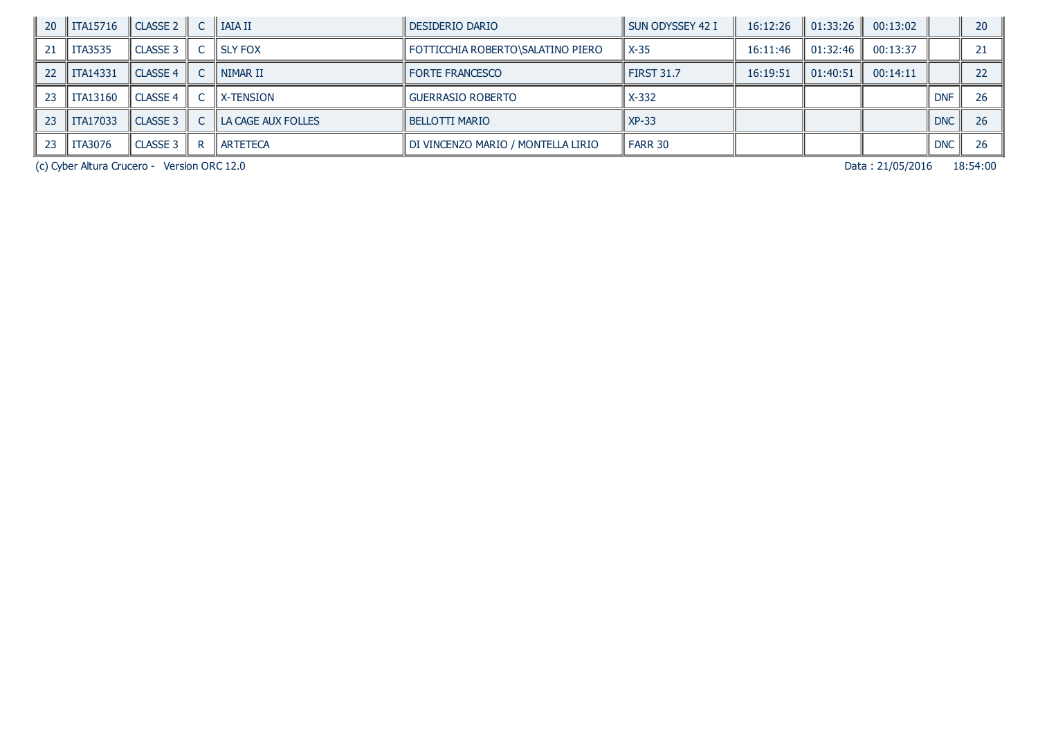| | | | | | | | | | | | |
|---|---|---|---|---|---|---|---|---|---|---|---|
| 20 | ITA15716 | CLASSE 2 | C | IAIA II | DESIDERIO DARIO | SUN ODYSSEY 42 I | 16:12:26 | 01:33:26 | 00:13:02 | | 20 |
| 21 | ITA3535 | CLASSE 3 | C | SLY FOX | FOTTICCHIA ROBERTO\SALATINO PIERO | X-35 | 16:11:46 | 01:32:46 | 00:13:37 | | 21 |
| 22 | ITA14331 | CLASSE 4 | C | NIMAR II | FORTE FRANCESCO | FIRST 31.7 | 16:19:51 | 01:40:51 | 00:14:11 | | 22 |
| 23 | ITA13160 | CLASSE 4 | C | X-TENSION | GUERRASIO ROBERTO | X-332 | | | | DNF | 26 |
| 23 | ITA17033 | CLASSE 3 | C | LA CAGE AUX FOLLES | BELLOTTI MARIO | XP-33 | | | | DNC | 26 |
| 23 | ITA3076 | CLASSE 3 | R | ARTETECA | DI VINCENZO MARIO / MONTELLA LIRIO | FARR 30 | | | | DNC | 26 |

(c) Cyber Altura Crucero - Version ORC 12.0

Data : 21/05/2016 18:54:00